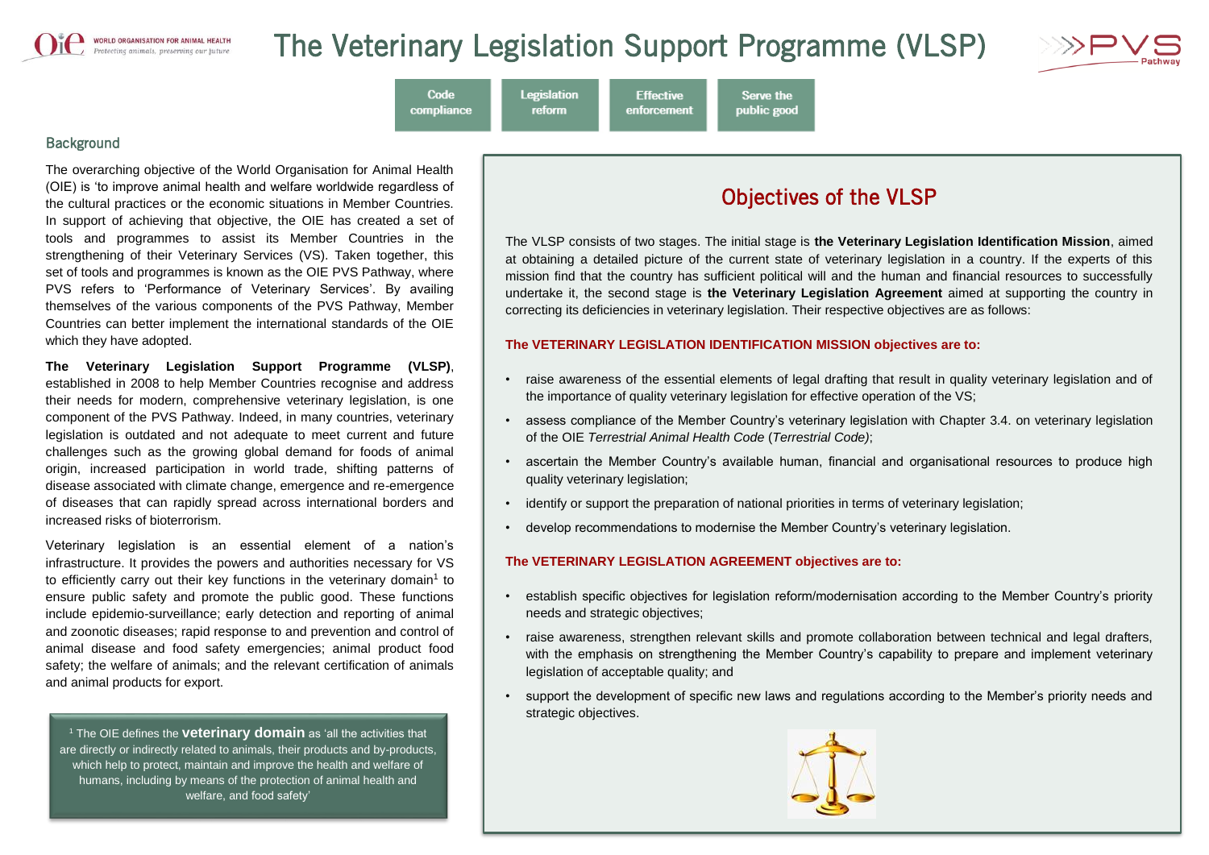# The Veterinary Legislation Support Programme (VLSP)

Code compliance | Legislation reform | Effective enforcement | Serve the public good

## Background

The overarching objective of the World Organisation for Animal Health (OIE) is 'to improve animal health and welfare worldwide regardless of the cultural practices or the economic situations in Member Countries. In support of achieving that objective, the OIE has created a set of tools and programmes to assist its Member Countries in the strengthening of their Veterinary Services (VS). Taken together, this set of tools and programmes is known as the OIE PVS Pathway, where PVS refers to 'Performance of Veterinary Services'. By availing themselves of the various components of the PVS Pathway, Member Countries can better implement the international standards of the OIE which they have adopted.

**The Veterinary Legislation Support Programme (VLSP)**, established in 2008 to help Member Countries recognise and address their needs for modern, comprehensive veterinary legislation, is one component of the PVS Pathway. Indeed, in many countries, veterinary legislation is outdated and not adequate to meet current and future challenges such as the growing global demand for foods of animal origin, increased participation in world trade, shifting patterns of disease associated with climate change, emergence and re-emergence of diseases that can rapidly spread across international borders and increased risks of bioterrorism.

Veterinary legislation is an essential element of a nation's infrastructure. It provides the powers and authorities necessary for VS to efficiently carry out their key functions in the veterinary domain[1] to ensure public safety and promote the public good. These functions include epidemio-surveillance; early detection and reporting of animal and zoonotic diseases; rapid response to and prevention and control of animal disease and food safety emergencies; animal product food safety; the welfare of animals; and the relevant certification of animals and animal products for export.

[1] The OIE defines the **veterinary domain** as 'all the activities that are directly or indirectly related to animals, their products and by-products, which help to protect, maintain and improve the health and welfare of humans, including by means of the protection of animal health and welfare, and food safety'

## Objectives of the VLSP

The VLSP consists of two stages. The initial stage is **the Veterinary Legislation Identification Mission**, aimed at obtaining a detailed picture of the current state of veterinary legislation in a country. If the experts of this mission find that the country has sufficient political will and the human and financial resources to successfully undertake it, the second stage is **the Veterinary Legislation Agreement** aimed at supporting the country in correcting its deficiencies in veterinary legislation. Their respective objectives are as follows:

**The VETERINARY LEGISLATION IDENTIFICATION MISSION objectives are to:**

- raise awareness of the essential elements of legal drafting that result in quality veterinary legislation and of the importance of quality veterinary legislation for effective operation of the VS;
- assess compliance of the Member Country's veterinary legislation with Chapter 3.4. on veterinary legislation of the OIE *Terrestrial Animal Health Code* (*Terrestrial Code)*;
- ascertain the Member Country's available human, financial and organisational resources to produce high quality veterinary legislation;
- identify or support the preparation of national priorities in terms of veterinary legislation;
- develop recommendations to modernise the Member Country's veterinary legislation.

**The VETERINARY LEGISLATION AGREEMENT objectives are to:**

- establish specific objectives for legislation reform/modernisation according to the Member Country's priority needs and strategic objectives;
- raise awareness, strengthen relevant skills and promote collaboration between technical and legal drafters, with the emphasis on strengthening the Member Country's capability to prepare and implement veterinary legislation of acceptable quality; and
- support the development of specific new laws and regulations according to the Member's priority needs and strategic objectives.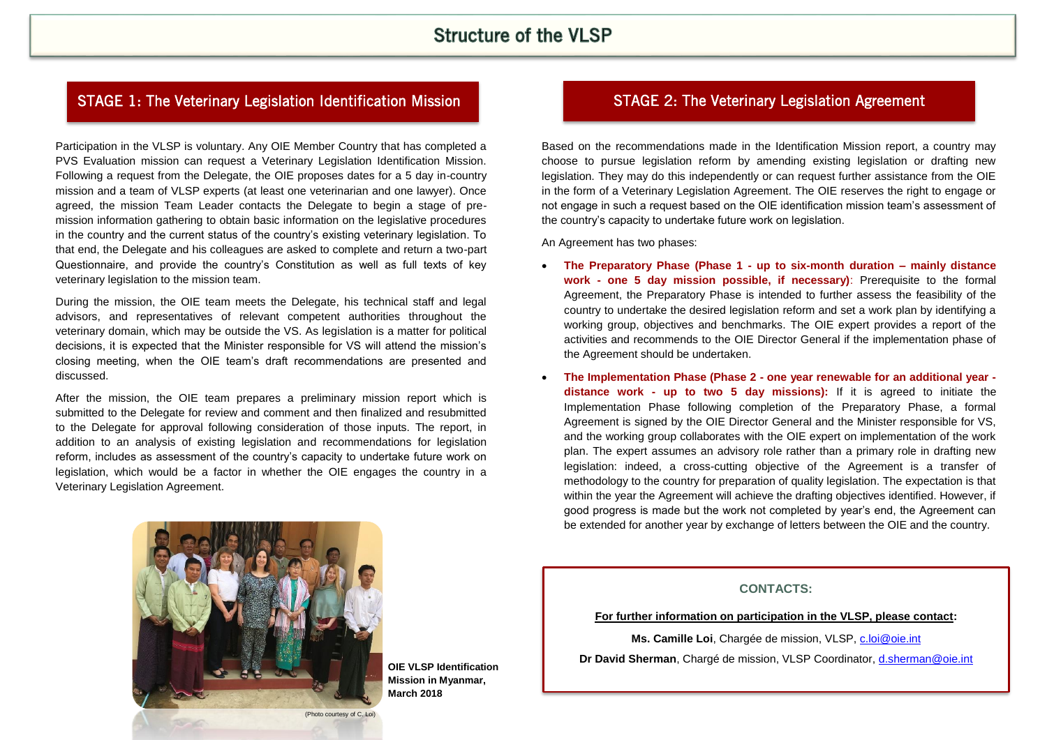# Structure of the VLSP

## STAGE 1: The Veterinary Legislation Identification Mission

Participation in the VLSP is voluntary. Any OIE Member Country that has completed a PVS Evaluation mission can request a Veterinary Legislation Identification Mission. Following a request from the Delegate, the OIE proposes dates for a 5 day in-country mission and a team of VLSP experts (at least one veterinarian and one lawyer). Once agreed, the mission Team Leader contacts the Delegate to begin a stage of pre-mission information gathering to obtain basic information on the legislative procedures in the country and the current status of the country's existing veterinary legislation. To that end, the Delegate and his colleagues are asked to complete and return a two-part Questionnaire, and provide the country's Constitution as well as full texts of key veterinary legislation to the mission team.

During the mission, the OIE team meets the Delegate, his technical staff and legal advisors, and representatives of relevant competent authorities throughout the veterinary domain, which may be outside the VS. As legislation is a matter for political decisions, it is expected that the Minister responsible for VS will attend the mission's closing meeting, when the OIE team's draft recommendations are presented and discussed.

After the mission, the OIE team prepares a preliminary mission report which is submitted to the Delegate for review and comment and then finalized and resubmitted to the Delegate for approval following consideration of those inputs. The report, in addition to an analysis of existing legislation and recommendations for legislation reform, includes as assessment of the country's capacity to undertake future work on legislation, which would be a factor in whether the OIE engages the country in a Veterinary Legislation Agreement.

**OIE VLSP Identification Mission in Myanmar, March 2018**

(Photo courtesy of C. Loi)

## STAGE 2: The Veterinary Legislation Agreement

Based on the recommendations made in the Identification Mission report, a country may choose to pursue legislation reform by amending existing legislation or drafting new legislation. They may do this independently or can request further assistance from the OIE in the form of a Veterinary Legislation Agreement. The OIE reserves the right to engage or not engage in such a request based on the OIE identification mission team's assessment of the country's capacity to undertake future work on legislation.

An Agreement has two phases:

- **The Preparatory Phase (Phase 1 - up to six-month duration – mainly distance work - one 5 day mission possible, if necessary)**: Prerequisite to the formal Agreement, the Preparatory Phase is intended to further assess the feasibility of the country to undertake the desired legislation reform and set a work plan by identifying a working group, objectives and benchmarks. The OIE expert provides a report of the activities and recommends to the OIE Director General if the implementation phase of the Agreement should be undertaken.
- **The Implementation Phase (Phase 2 - one year renewable for an additional year - distance work - up to two 5 day missions):** If it is agreed to initiate the Implementation Phase following completion of the Preparatory Phase, a formal Agreement is signed by the OIE Director General and the Minister responsible for VS, and the working group collaborates with the OIE expert on implementation of the work plan. The expert assumes an advisory role rather than a primary role in drafting new legislation: indeed, a cross-cutting objective of the Agreement is a transfer of methodology to the country for preparation of quality legislation. The expectation is that within the year the Agreement will achieve the drafting objectives identified. However, if good progress is made but the work not completed by year's end, the Agreement can be extended for another year by exchange of letters between the OIE and the country.

**CONTACTS:**

**For further information on participation in the VLSP, please contact:**

**Ms. Camille Loi**, Chargée de mission, VLSP, c.loi@oie.int

**Dr David Sherman**, Chargé de mission, VLSP Coordinator, d.sherman@oie.int